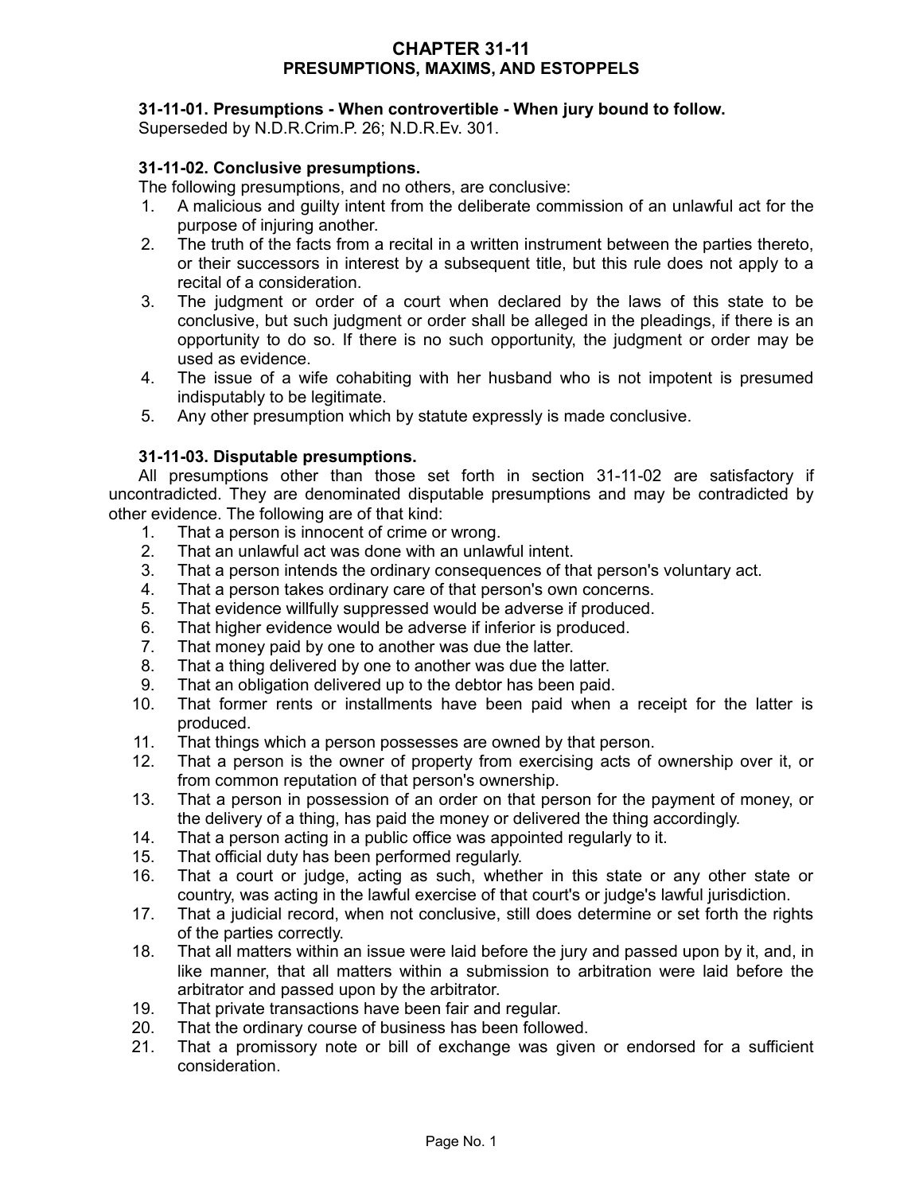# CHAPTER 31-11
# PRESUMPTIONS, MAXIMS, AND ESTOPPELS

**31-11-01. Presumptions - When controvertible - When jury bound to follow.**

Superseded by N.D.R.Crim.P. 26; N.D.R.Ev. 301.

**31-11-02. Conclusive presumptions.**

The following presumptions, and no others, are conclusive:

1. A malicious and guilty intent from the deliberate commission of an unlawful act for the purpose of injuring another.
2. The truth of the facts from a recital in a written instrument between the parties thereto, or their successors in interest by a subsequent title, but this rule does not apply to a recital of a consideration.
3. The judgment or order of a court when declared by the laws of this state to be conclusive, but such judgment or order shall be alleged in the pleadings, if there is an opportunity to do so. If there is no such opportunity, the judgment or order may be used as evidence.
4. The issue of a wife cohabiting with her husband who is not impotent is presumed indisputably to be legitimate.
5. Any other presumption which by statute expressly is made conclusive.

**31-11-03. Disputable presumptions.**

All presumptions other than those set forth in section 31-11-02 are satisfactory if uncontradicted. They are denominated disputable presumptions and may be contradicted by other evidence. The following are of that kind:

1. That a person is innocent of crime or wrong.
2. That an unlawful act was done with an unlawful intent.
3. That a person intends the ordinary consequences of that person's voluntary act.
4. That a person takes ordinary care of that person's own concerns.
5. That evidence willfully suppressed would be adverse if produced.
6. That higher evidence would be adverse if inferior is produced.
7. That money paid by one to another was due the latter.
8. That a thing delivered by one to another was due the latter.
9. That an obligation delivered up to the debtor has been paid.
10. That former rents or installments have been paid when a receipt for the latter is produced.
11. That things which a person possesses are owned by that person.
12. That a person is the owner of property from exercising acts of ownership over it, or from common reputation of that person's ownership.
13. That a person in possession of an order on that person for the payment of money, or the delivery of a thing, has paid the money or delivered the thing accordingly.
14. That a person acting in a public office was appointed regularly to it.
15. That official duty has been performed regularly.
16. That a court or judge, acting as such, whether in this state or any other state or country, was acting in the lawful exercise of that court's or judge's lawful jurisdiction.
17. That a judicial record, when not conclusive, still does determine or set forth the rights of the parties correctly.
18. That all matters within an issue were laid before the jury and passed upon by it, and, in like manner, that all matters within a submission to arbitration were laid before the arbitrator and passed upon by the arbitrator.
19. That private transactions have been fair and regular.
20. That the ordinary course of business has been followed.
21. That a promissory note or bill of exchange was given or endorsed for a sufficient consideration.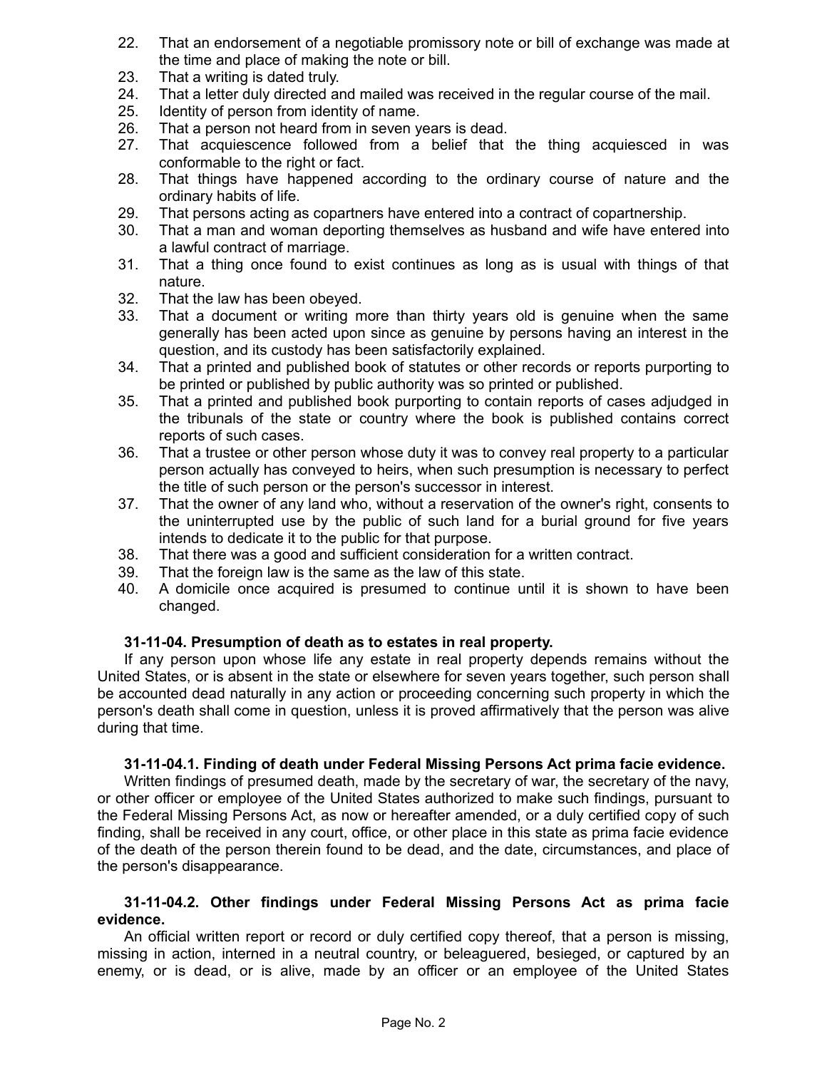22. That an endorsement of a negotiable promissory note or bill of exchange was made at the time and place of making the note or bill.
23. That a writing is dated truly.
24. That a letter duly directed and mailed was received in the regular course of the mail.
25. Identity of person from identity of name.
26. That a person not heard from in seven years is dead.
27. That acquiescence followed from a belief that the thing acquiesced in was conformable to the right or fact.
28. That things have happened according to the ordinary course of nature and the ordinary habits of life.
29. That persons acting as copartners have entered into a contract of copartnership.
30. That a man and woman deporting themselves as husband and wife have entered into a lawful contract of marriage.
31. That a thing once found to exist continues as long as is usual with things of that nature.
32. That the law has been obeyed.
33. That a document or writing more than thirty years old is genuine when the same generally has been acted upon since as genuine by persons having an interest in the question, and its custody has been satisfactorily explained.
34. That a printed and published book of statutes or other records or reports purporting to be printed or published by public authority was so printed or published.
35. That a printed and published book purporting to contain reports of cases adjudged in the tribunals of the state or country where the book is published contains correct reports of such cases.
36. That a trustee or other person whose duty it was to convey real property to a particular person actually has conveyed to heirs, when such presumption is necessary to perfect the title of such person or the person's successor in interest.
37. That the owner of any land who, without a reservation of the owner's right, consents to the uninterrupted use by the public of such land for a burial ground for five years intends to dedicate it to the public for that purpose.
38. That there was a good and sufficient consideration for a written contract.
39. That the foreign law is the same as the law of this state.
40. A domicile once acquired is presumed to continue until it is shown to have been changed.

**31-11-04. Presumption of death as to estates in real property.**

If any person upon whose life any estate in real property depends remains without the United States, or is absent in the state or elsewhere for seven years together, such person shall be accounted dead naturally in any action or proceeding concerning such property in which the person's death shall come in question, unless it is proved affirmatively that the person was alive during that time.

**31-11-04.1. Finding of death under Federal Missing Persons Act prima facie evidence.**

Written findings of presumed death, made by the secretary of war, the secretary of the navy, or other officer or employee of the United States authorized to make such findings, pursuant to the Federal Missing Persons Act, as now or hereafter amended, or a duly certified copy of such finding, shall be received in any court, office, or other place in this state as prima facie evidence of the death of the person therein found to be dead, and the date, circumstances, and place of the person's disappearance.

**31-11-04.2. Other findings under Federal Missing Persons Act as prima facie evidence.**

An official written report or record or duly certified copy thereof, that a person is missing, missing in action, interned in a neutral country, or beleaguered, besieged, or captured by an enemy, or is dead, or is alive, made by an officer or an employee of the United States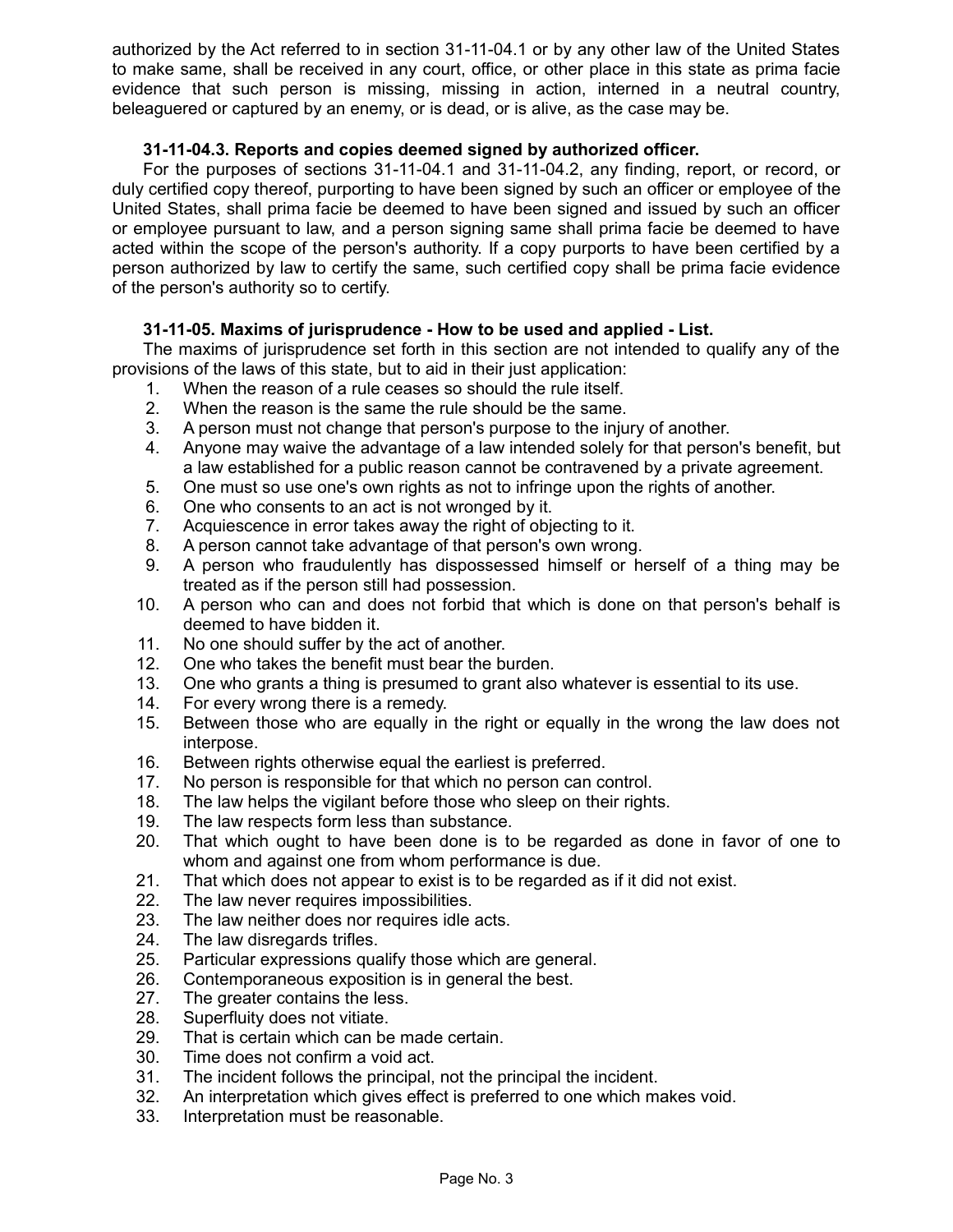authorized by the Act referred to in section 31-11-04.1 or by any other law of the United States to make same, shall be received in any court, office, or other place in this state as prima facie evidence that such person is missing, missing in action, interned in a neutral country, beleaguered or captured by an enemy, or is dead, or is alive, as the case may be.

**31-11-04.3. Reports and copies deemed signed by authorized officer.**

For the purposes of sections 31-11-04.1 and 31-11-04.2, any finding, report, or record, or duly certified copy thereof, purporting to have been signed by such an officer or employee of the United States, shall prima facie be deemed to have been signed and issued by such an officer or employee pursuant to law, and a person signing same shall prima facie be deemed to have acted within the scope of the person's authority. If a copy purports to have been certified by a person authorized by law to certify the same, such certified copy shall be prima facie evidence of the person's authority so to certify.

**31-11-05. Maxims of jurisprudence - How to be used and applied - List.**

The maxims of jurisprudence set forth in this section are not intended to qualify any of the provisions of the laws of this state, but to aid in their just application:

1. When the reason of a rule ceases so should the rule itself.
2. When the reason is the same the rule should be the same.
3. A person must not change that person's purpose to the injury of another.
4. Anyone may waive the advantage of a law intended solely for that person's benefit, but a law established for a public reason cannot be contravened by a private agreement.
5. One must so use one's own rights as not to infringe upon the rights of another.
6. One who consents to an act is not wronged by it.
7. Acquiescence in error takes away the right of objecting to it.
8. A person cannot take advantage of that person's own wrong.
9. A person who fraudulently has dispossessed himself or herself of a thing may be treated as if the person still had possession.
10. A person who can and does not forbid that which is done on that person's behalf is deemed to have bidden it.
11. No one should suffer by the act of another.
12. One who takes the benefit must bear the burden.
13. One who grants a thing is presumed to grant also whatever is essential to its use.
14. For every wrong there is a remedy.
15. Between those who are equally in the right or equally in the wrong the law does not interpose.
16. Between rights otherwise equal the earliest is preferred.
17. No person is responsible for that which no person can control.
18. The law helps the vigilant before those who sleep on their rights.
19. The law respects form less than substance.
20. That which ought to have been done is to be regarded as done in favor of one to whom and against one from whom performance is due.
21. That which does not appear to exist is to be regarded as if it did not exist.
22. The law never requires impossibilities.
23. The law neither does nor requires idle acts.
24. The law disregards trifles.
25. Particular expressions qualify those which are general.
26. Contemporaneous exposition is in general the best.
27. The greater contains the less.
28. Superfluity does not vitiate.
29. That is certain which can be made certain.
30. Time does not confirm a void act.
31. The incident follows the principal, not the principal the incident.
32. An interpretation which gives effect is preferred to one which makes void.
33. Interpretation must be reasonable.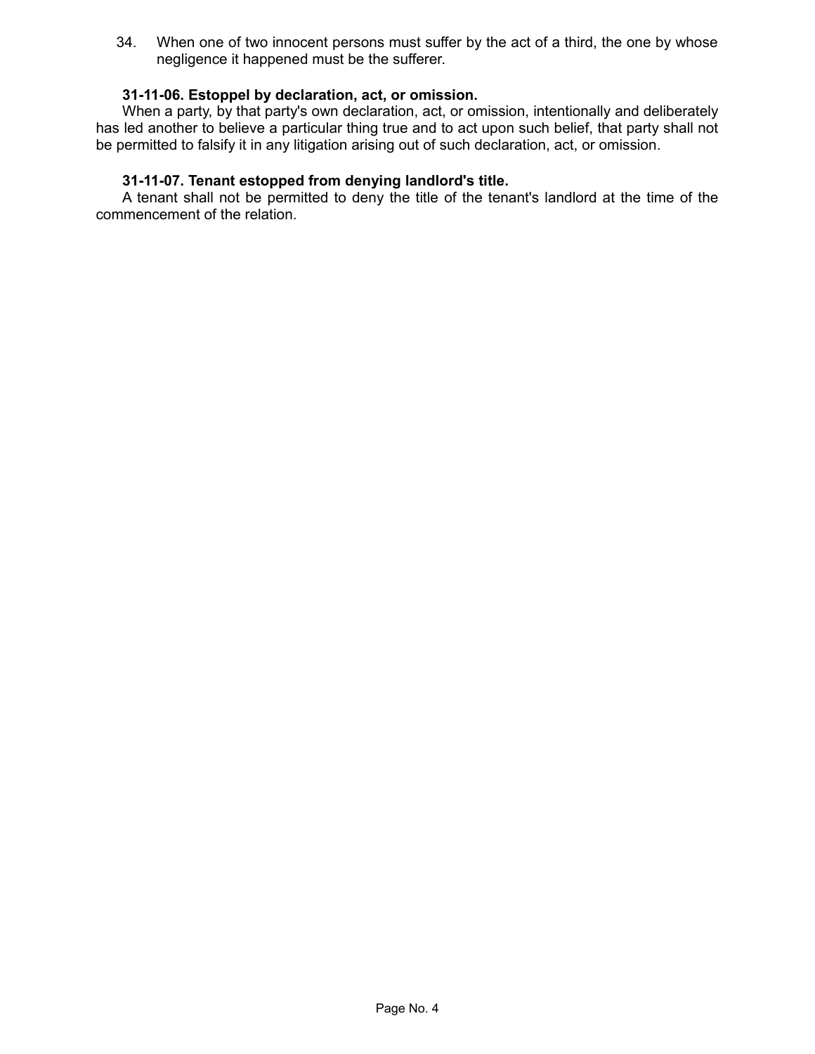34. When one of two innocent persons must suffer by the act of a third, the one by whose negligence it happened must be the sufferer.

**31-11-06. Estoppel by declaration, act, or omission.**

When a party, by that party's own declaration, act, or omission, intentionally and deliberately has led another to believe a particular thing true and to act upon such belief, that party shall not be permitted to falsify it in any litigation arising out of such declaration, act, or omission.

**31-11-07. Tenant estopped from denying landlord's title.**

A tenant shall not be permitted to deny the title of the tenant's landlord at the time of the commencement of the relation.